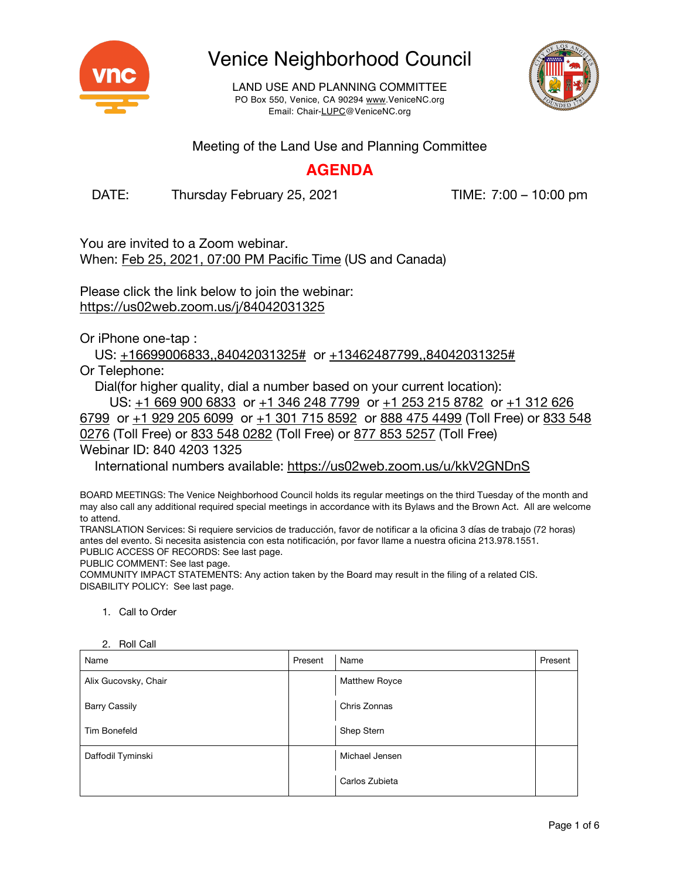# Venice Neighborhood Council

LAND USE AND PLANNING COMMITTEE
PO Box 550, Venice, CA 90294 www.VeniceNC.org
Email: Chair-LUPC@VeniceNC.org

Meeting of the Land Use and Planning Committee

## AGENDA

DATE: Thursday February 25, 2021 TIME: 7:00 – 10:00 pm

You are invited to a Zoom webinar.
When: Feb 25, 2021, 07:00 PM Pacific Time (US and Canada)

Please click the link below to join the webinar:
https://us02web.zoom.us/j/84042031325

Or iPhone one-tap :
US: +16699006833,,84042031325# or +13462487799,,84042031325#
Or Telephone:
Dial(for higher quality, dial a number based on your current location):
US: +1 669 900 6833 or +1 346 248 7799 or +1 253 215 8782 or +1 312 626 6799 or +1 929 205 6099 or +1 301 715 8592 or 888 475 4499 (Toll Free) or 833 548 0276 (Toll Free) or 833 548 0282 (Toll Free) or 877 853 5257 (Toll Free)
Webinar ID: 840 4203 1325
International numbers available: https://us02web.zoom.us/u/kkV2GNDnS

BOARD MEETINGS: The Venice Neighborhood Council holds its regular meetings on the third Tuesday of the month and may also call any additional required special meetings in accordance with its Bylaws and the Brown Act. All are welcome to attend.
TRANSLATION Services: Si requiere servicios de traducción, favor de notificar a la oficina 3 días de trabajo (72 horas) antes del evento. Si necesita asistencia con esta notificación, por favor llame a nuestra oficina 213.978.1551.
PUBLIC ACCESS OF RECORDS: See last page.
PUBLIC COMMENT: See last page.
COMMUNITY IMPACT STATEMENTS: Any action taken by the Board may result in the filing of a related CIS.
DISABILITY POLICY: See last page.

1. Call to Order

2. Roll Call

| Name | Present | Name | Present |
|---|---|---|---|
| Alix Gucovsky, Chair | | Matthew Royce | |
| Barry Cassily | | Chris Zonnas | |
| Tim Bonefeld | | Shep Stern | |
| Daffodil Tyminski | | Michael Jensen | |
| | | Carlos Zubieta | |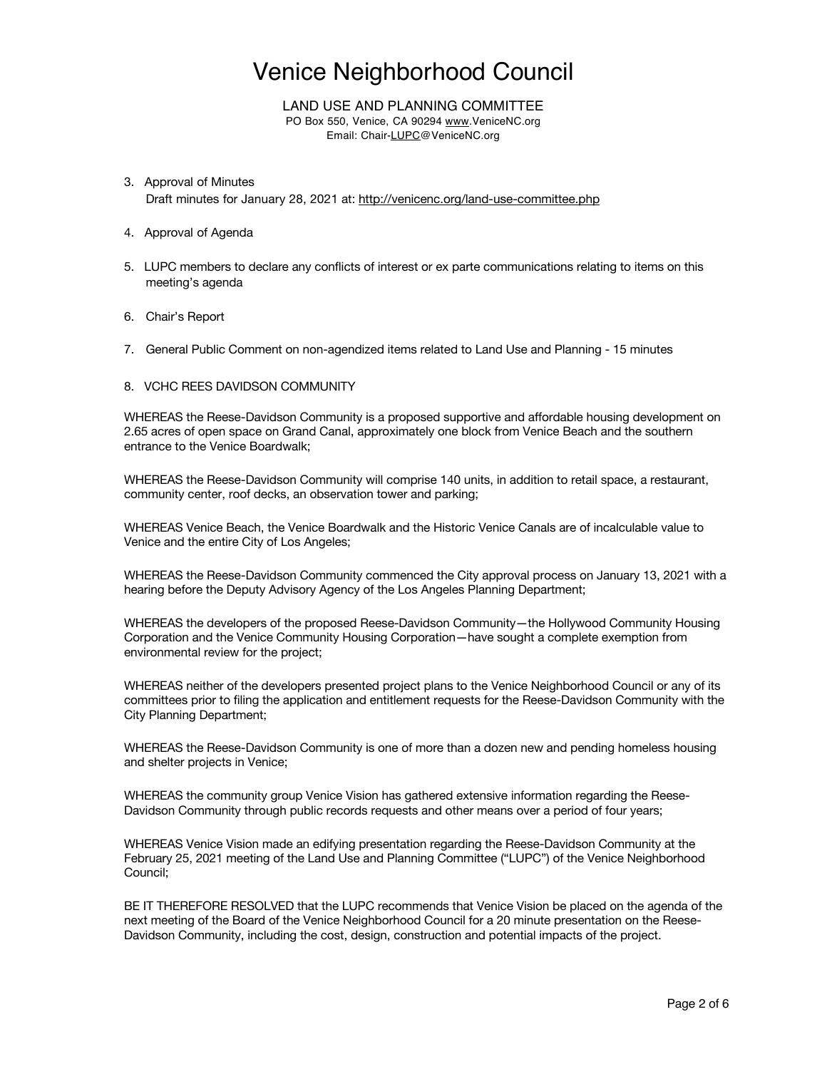# Venice Neighborhood Council

LAND USE AND PLANNING COMMITTEE
PO Box 550, Venice, CA 90294 www.VeniceNC.org
Email: Chair-LUPC@VeniceNC.org

3. Approval of Minutes
   Draft minutes for January 28, 2021 at: http://venicenc.org/land-use-committee.php

4. Approval of Agenda

5. LUPC members to declare any conflicts of interest or ex parte communications relating to items on this meeting's agenda

6. Chair's Report

7. General Public Comment on non-agendized items related to Land Use and Planning - 15 minutes

8. VCHC REES DAVIDSON COMMUNITY

WHEREAS the Reese-Davidson Community is a proposed supportive and affordable housing development on 2.65 acres of open space on Grand Canal, approximately one block from Venice Beach and the southern entrance to the Venice Boardwalk;

WHEREAS the Reese-Davidson Community will comprise 140 units, in addition to retail space, a restaurant, community center, roof decks, an observation tower and parking;

WHEREAS Venice Beach, the Venice Boardwalk and the Historic Venice Canals are of incalculable value to Venice and the entire City of Los Angeles;

WHEREAS the Reese-Davidson Community commenced the City approval process on January 13, 2021 with a hearing before the Deputy Advisory Agency of the Los Angeles Planning Department;

WHEREAS the developers of the proposed Reese-Davidson Community—the Hollywood Community Housing Corporation and the Venice Community Housing Corporation—have sought a complete exemption from environmental review for the project;

WHEREAS neither of the developers presented project plans to the Venice Neighborhood Council or any of its committees prior to filing the application and entitlement requests for the Reese-Davidson Community with the City Planning Department;

WHEREAS the Reese-Davidson Community is one of more than a dozen new and pending homeless housing and shelter projects in Venice;

WHEREAS the community group Venice Vision has gathered extensive information regarding the Reese-Davidson Community through public records requests and other means over a period of four years;

WHEREAS Venice Vision made an edifying presentation regarding the Reese-Davidson Community at the February 25, 2021 meeting of the Land Use and Planning Committee ("LUPC") of the Venice Neighborhood Council;

BE IT THEREFORE RESOLVED that the LUPC recommends that Venice Vision be placed on the agenda of the next meeting of the Board of the Venice Neighborhood Council for a 20 minute presentation on the Reese-Davidson Community, including the cost, design, construction and potential impacts of the project.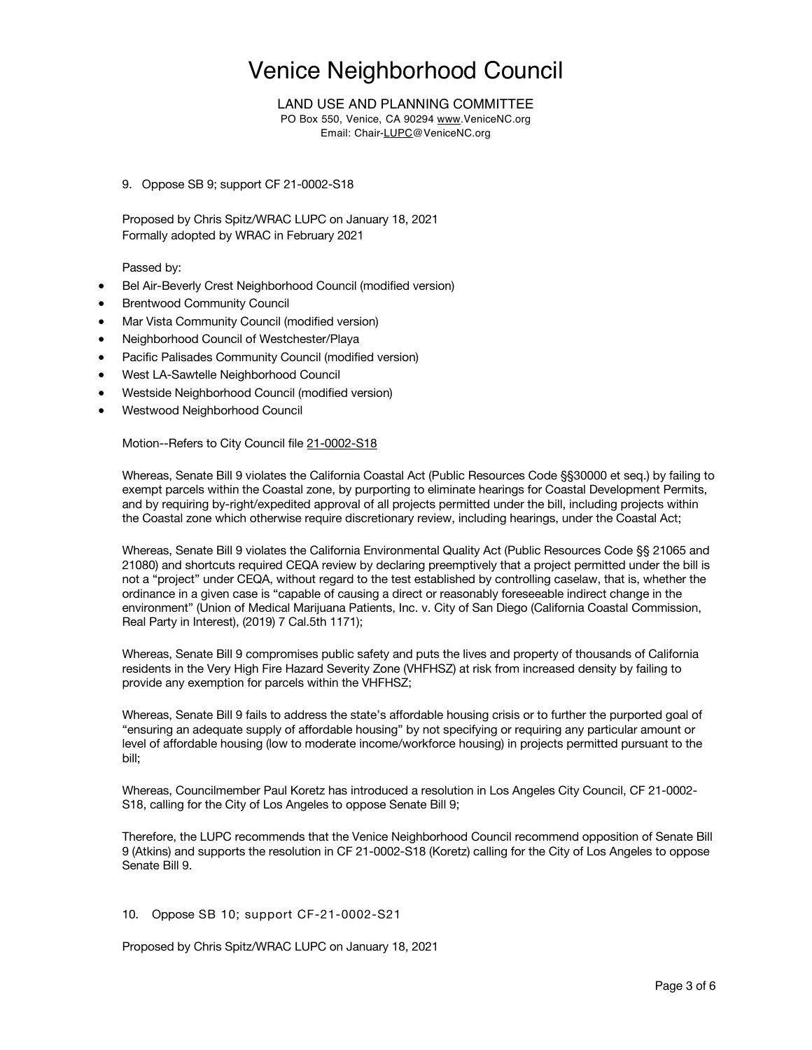# Venice Neighborhood Council

LAND USE AND PLANNING COMMITTEE
PO Box 550, Venice, CA 90294 www.VeniceNC.org
Email: Chair-LUPC@VeniceNC.org

9. Oppose SB 9; support CF 21-0002-S18

Proposed by Chris Spitz/WRAC LUPC on January 18, 2021
Formally adopted by WRAC in February 2021

Passed by:

- Bel Air-Beverly Crest Neighborhood Council (modified version)
- Brentwood Community Council
- Mar Vista Community Council (modified version)
- Neighborhood Council of Westchester/Playa
- Pacific Palisades Community Council (modified version)
- West LA-Sawtelle Neighborhood Council
- Westside Neighborhood Council (modified version)
- Westwood Neighborhood Council

Motion--Refers to City Council file 21-0002-S18

Whereas, Senate Bill 9 violates the California Coastal Act (Public Resources Code §§30000 et seq.) by failing to exempt parcels within the Coastal zone, by purporting to eliminate hearings for Coastal Development Permits, and by requiring by-right/expedited approval of all projects permitted under the bill, including projects within the Coastal zone which otherwise require discretionary review, including hearings, under the Coastal Act;

Whereas, Senate Bill 9 violates the California Environmental Quality Act (Public Resources Code §§ 21065 and 21080) and shortcuts required CEQA review by declaring preemptively that a project permitted under the bill is not a "project" under CEQA, without regard to the test established by controlling caselaw, that is, whether the ordinance in a given case is "capable of causing a direct or reasonably foreseeable indirect change in the environment" (Union of Medical Marijuana Patients, Inc. v. City of San Diego (California Coastal Commission, Real Party in Interest), (2019) 7 Cal.5th 1171);

Whereas, Senate Bill 9 compromises public safety and puts the lives and property of thousands of California residents in the Very High Fire Hazard Severity Zone (VHFHSZ) at risk from increased density by failing to provide any exemption for parcels within the VHFHSZ;

Whereas, Senate Bill 9 fails to address the state's affordable housing crisis or to further the purported goal of "ensuring an adequate supply of affordable housing" by not specifying or requiring any particular amount or level of affordable housing (low to moderate income/workforce housing) in projects permitted pursuant to the bill;

Whereas, Councilmember Paul Koretz has introduced a resolution in Los Angeles City Council, CF 21-0002-S18, calling for the City of Los Angeles to oppose Senate Bill 9;

Therefore, the LUPC recommends that the Venice Neighborhood Council recommend opposition of Senate Bill 9 (Atkins) and supports the resolution in CF 21-0002-S18 (Koretz) calling for the City of Los Angeles to oppose Senate Bill 9.

10. Oppose SB 10; support CF-21-0002-S21

Proposed by Chris Spitz/WRAC LUPC on January 18, 2021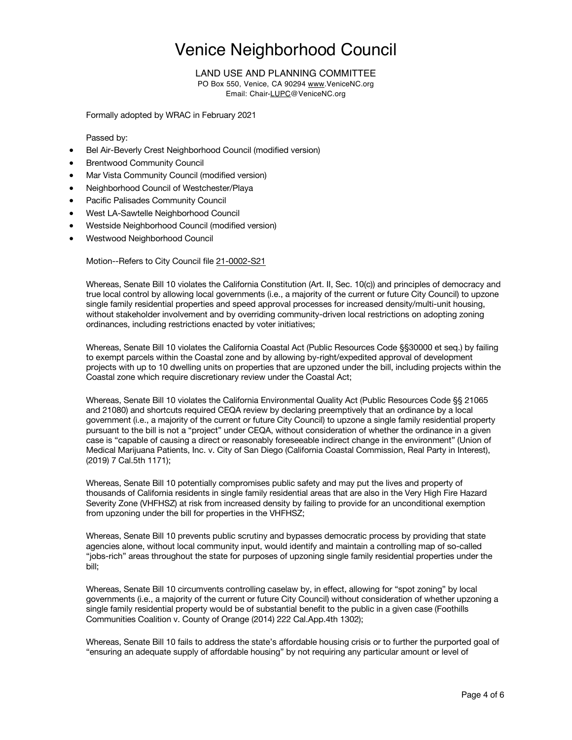# Venice Neighborhood Council

LAND USE AND PLANNING COMMITTEE
PO Box 550, Venice, CA 90294 www.VeniceNC.org
Email: Chair-LUPC@VeniceNC.org

Formally adopted by WRAC in February 2021

Passed by:

- Bel Air-Beverly Crest Neighborhood Council (modified version)
- Brentwood Community Council
- Mar Vista Community Council (modified version)
- Neighborhood Council of Westchester/Playa
- Pacific Palisades Community Council
- West LA-Sawtelle Neighborhood Council
- Westside Neighborhood Council (modified version)
- Westwood Neighborhood Council

Motion--Refers to City Council file 21-0002-S21

Whereas, Senate Bill 10 violates the California Constitution (Art. II, Sec. 10(c)) and principles of democracy and true local control by allowing local governments (i.e., a majority of the current or future City Council) to upzone single family residential properties and speed approval processes for increased density/multi-unit housing, without stakeholder involvement and by overriding community-driven local restrictions on adopting zoning ordinances, including restrictions enacted by voter initiatives;

Whereas, Senate Bill 10 violates the California Coastal Act (Public Resources Code §§30000 et seq.) by failing to exempt parcels within the Coastal zone and by allowing by-right/expedited approval of development projects with up to 10 dwelling units on properties that are upzoned under the bill, including projects within the Coastal zone which require discretionary review under the Coastal Act;

Whereas, Senate Bill 10 violates the California Environmental Quality Act (Public Resources Code §§ 21065 and 21080) and shortcuts required CEQA review by declaring preemptively that an ordinance by a local government (i.e., a majority of the current or future City Council) to upzone a single family residential property pursuant to the bill is not a "project" under CEQA, without consideration of whether the ordinance in a given case is "capable of causing a direct or reasonably foreseeable indirect change in the environment" (Union of Medical Marijuana Patients, Inc. v. City of San Diego (California Coastal Commission, Real Party in Interest), (2019) 7 Cal.5th 1171);

Whereas, Senate Bill 10 potentially compromises public safety and may put the lives and property of thousands of California residents in single family residential areas that are also in the Very High Fire Hazard Severity Zone (VHFHSZ) at risk from increased density by failing to provide for an unconditional exemption from upzoning under the bill for properties in the VHFHSZ;

Whereas, Senate Bill 10 prevents public scrutiny and bypasses democratic process by providing that state agencies alone, without local community input, would identify and maintain a controlling map of so-called "jobs-rich" areas throughout the state for purposes of upzoning single family residential properties under the bill;

Whereas, Senate Bill 10 circumvents controlling caselaw by, in effect, allowing for "spot zoning" by local governments (i.e., a majority of the current or future City Council) without consideration of whether upzoning a single family residential property would be of substantial benefit to the public in a given case (Foothills Communities Coalition v. County of Orange (2014) 222 Cal.App.4th 1302);

Whereas, Senate Bill 10 fails to address the state's affordable housing crisis or to further the purported goal of "ensuring an adequate supply of affordable housing" by not requiring any particular amount or level of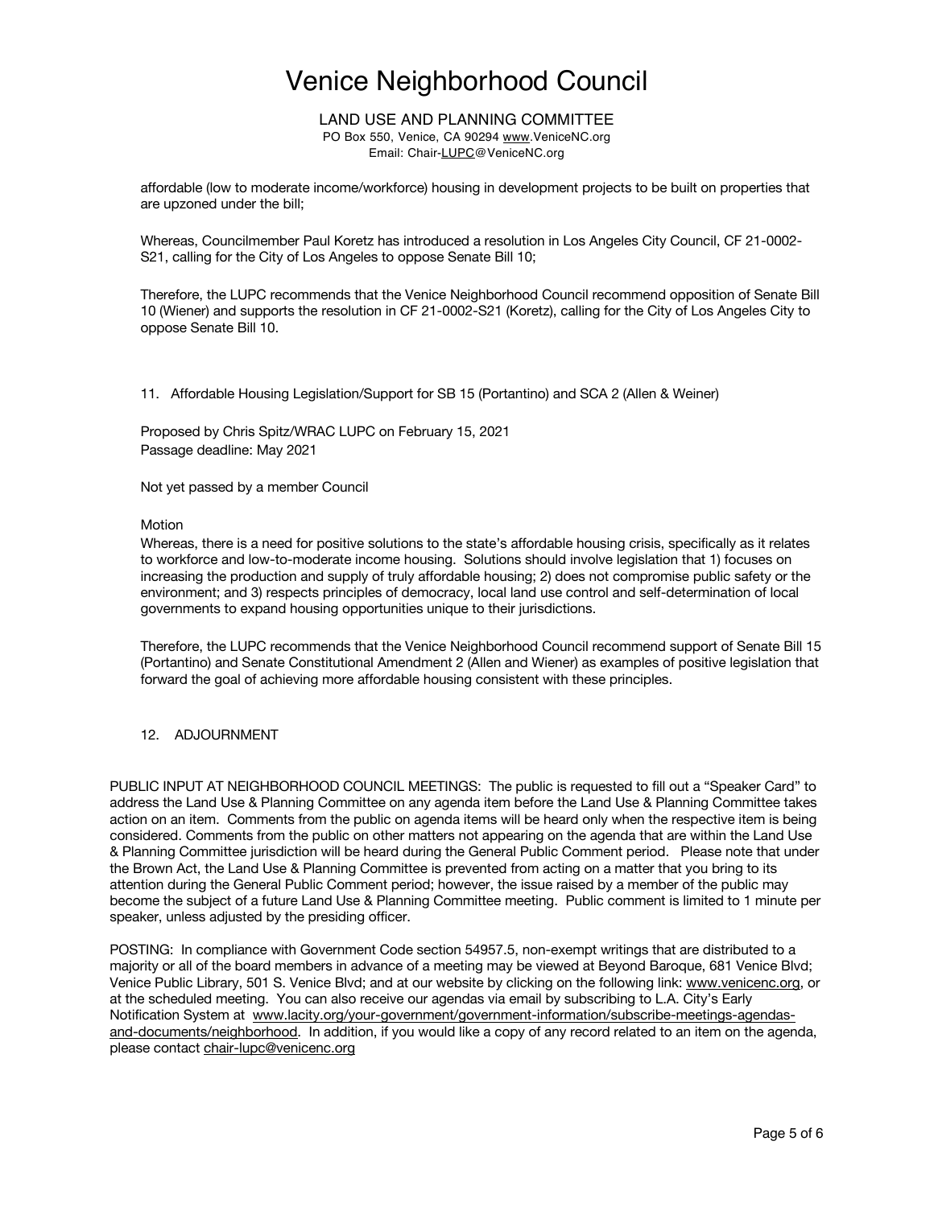affordable (low to moderate income/workforce) housing in development projects to be built on properties that are upzoned under the bill;

Whereas, Councilmember Paul Koretz has introduced a resolution in Los Angeles City Council, CF 21-0002-S21, calling for the City of Los Angeles to oppose Senate Bill 10;

Therefore, the LUPC recommends that the Venice Neighborhood Council recommend opposition of Senate Bill 10 (Wiener) and supports the resolution in CF 21-0002-S21 (Koretz), calling for the City of Los Angeles City to oppose Senate Bill 10.

11. Affordable Housing Legislation/Support for SB 15 (Portantino) and SCA 2 (Allen & Weiner)

Proposed by Chris Spitz/WRAC LUPC on February 15, 2021
Passage deadline: May 2021

Not yet passed by a member Council

Motion
Whereas, there is a need for positive solutions to the state's affordable housing crisis, specifically as it relates to workforce and low-to-moderate income housing. Solutions should involve legislation that 1) focuses on increasing the production and supply of truly affordable housing; 2) does not compromise public safety or the environment; and 3) respects principles of democracy, local land use control and self-determination of local governments to expand housing opportunities unique to their jurisdictions.

Therefore, the LUPC recommends that the Venice Neighborhood Council recommend support of Senate Bill 15 (Portantino) and Senate Constitutional Amendment 2 (Allen and Wiener) as examples of positive legislation that forward the goal of achieving more affordable housing consistent with these principles.

12. ADJOURNMENT

PUBLIC INPUT AT NEIGHBORHOOD COUNCIL MEETINGS: The public is requested to fill out a "Speaker Card" to address the Land Use & Planning Committee on any agenda item before the Land Use & Planning Committee takes action on an item. Comments from the public on agenda items will be heard only when the respective item is being considered. Comments from the public on other matters not appearing on the agenda that are within the Land Use & Planning Committee jurisdiction will be heard during the General Public Comment period. Please note that under the Brown Act, the Land Use & Planning Committee is prevented from acting on a matter that you bring to its attention during the General Public Comment period; however, the issue raised by a member of the public may become the subject of a future Land Use & Planning Committee meeting. Public comment is limited to 1 minute per speaker, unless adjusted by the presiding officer.

POSTING: In compliance with Government Code section 54957.5, non-exempt writings that are distributed to a majority or all of the board members in advance of a meeting may be viewed at Beyond Baroque, 681 Venice Blvd; Venice Public Library, 501 S. Venice Blvd; and at our website by clicking on the following link: www.venicenc.org, or at the scheduled meeting. You can also receive our agendas via email by subscribing to L.A. City's Early Notification System at www.lacity.org/your-government/government-information/subscribe-meetings-agendas-and-documents/neighborhood. In addition, if you would like a copy of any record related to an item on the agenda, please contact chair-lupc@venicenc.org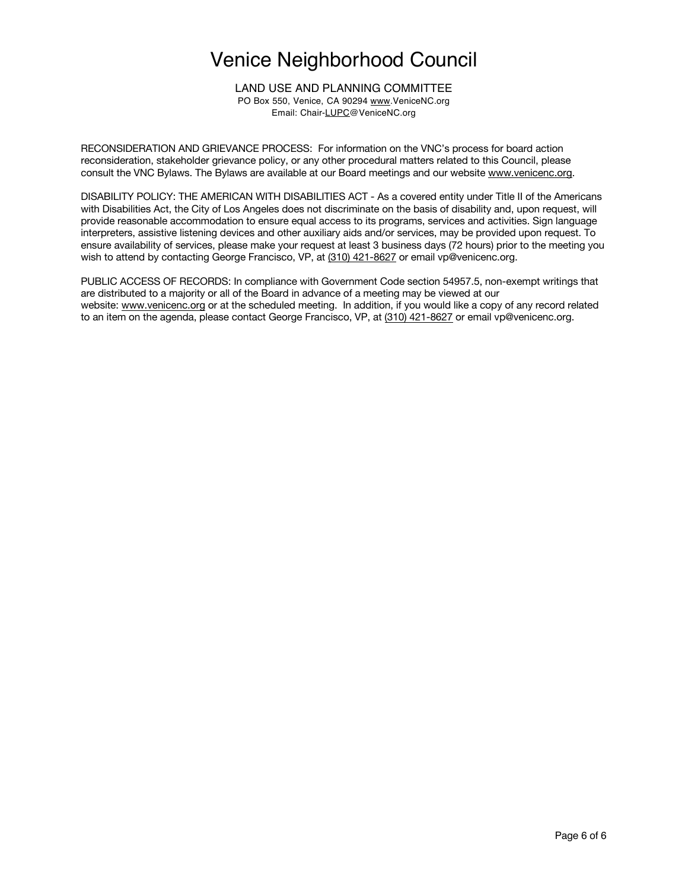# Venice Neighborhood Council

LAND USE AND PLANNING COMMITTEE
PO Box 550, Venice, CA 90294 www.VeniceNC.org
Email: Chair-LUPC@VeniceNC.org

RECONSIDERATION AND GRIEVANCE PROCESS: For information on the VNC's process for board action reconsideration, stakeholder grievance policy, or any other procedural matters related to this Council, please consult the VNC Bylaws. The Bylaws are available at our Board meetings and our website www.venicenc.org.

DISABILITY POLICY: THE AMERICAN WITH DISABILITIES ACT - As a covered entity under Title II of the Americans with Disabilities Act, the City of Los Angeles does not discriminate on the basis of disability and, upon request, will provide reasonable accommodation to ensure equal access to its programs, services and activities. Sign language interpreters, assistive listening devices and other auxiliary aids and/or services, may be provided upon request. To ensure availability of services, please make your request at least 3 business days (72 hours) prior to the meeting you wish to attend by contacting George Francisco, VP, at (310) 421-8627 or email vp@venicenc.org.

PUBLIC ACCESS OF RECORDS: In compliance with Government Code section 54957.5, non-exempt writings that are distributed to a majority or all of the Board in advance of a meeting may be viewed at our website: www.venicenc.org or at the scheduled meeting. In addition, if you would like a copy of any record related to an item on the agenda, please contact George Francisco, VP, at (310) 421-8627 or email vp@venicenc.org.